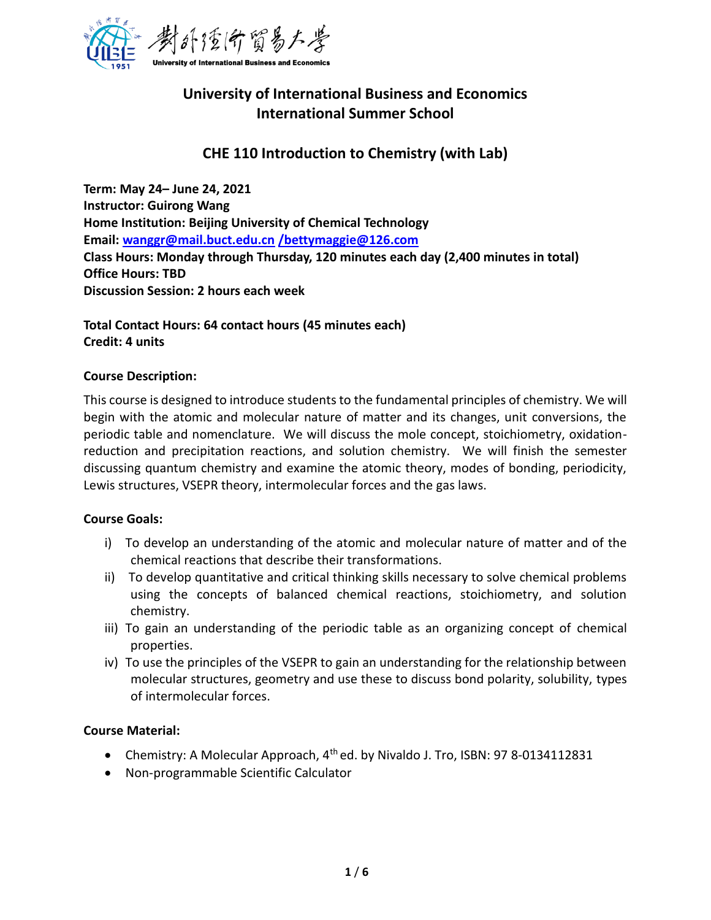# University of International Business and Economics
# International Summer School

## CHE 110 Introduction to Chemistry (with Lab)

**Term: May 24– June 24, 2021**
**Instructor: Guirong Wang**
**Home Institution: Beijing University of Chemical Technology**
**Email: wanggr@mail.buct.edu.cn /bettymaggie@126.com**
**Class Hours: Monday through Thursday, 120 minutes each day (2,400 minutes in total)**
**Office Hours: TBD**
**Discussion Session: 2 hours each week**

**Total Contact Hours: 64 contact hours (45 minutes each)**
**Credit: 4 units**

**Course Description:**

This course is designed to introduce students to the fundamental principles of chemistry. We will begin with the atomic and molecular nature of matter and its changes, unit conversions, the periodic table and nomenclature. We will discuss the mole concept, stoichiometry, oxidation-reduction and precipitation reactions, and solution chemistry. We will finish the semester discussing quantum chemistry and examine the atomic theory, modes of bonding, periodicity, Lewis structures, VSEPR theory, intermolecular forces and the gas laws.

**Course Goals:**

i) To develop an understanding of the atomic and molecular nature of matter and of the chemical reactions that describe their transformations.
ii) To develop quantitative and critical thinking skills necessary to solve chemical problems using the concepts of balanced chemical reactions, stoichiometry, and solution chemistry.
iii) To gain an understanding of the periodic table as an organizing concept of chemical properties.
iv) To use the principles of the VSEPR to gain an understanding for the relationship between molecular structures, geometry and use these to discuss bond polarity, solubility, types of intermolecular forces.

**Course Material:**

- Chemistry: A Molecular Approach, 4th ed. by Nivaldo J. Tro, ISBN: 97 8-0134112831
- Non-programmable Scientific Calculator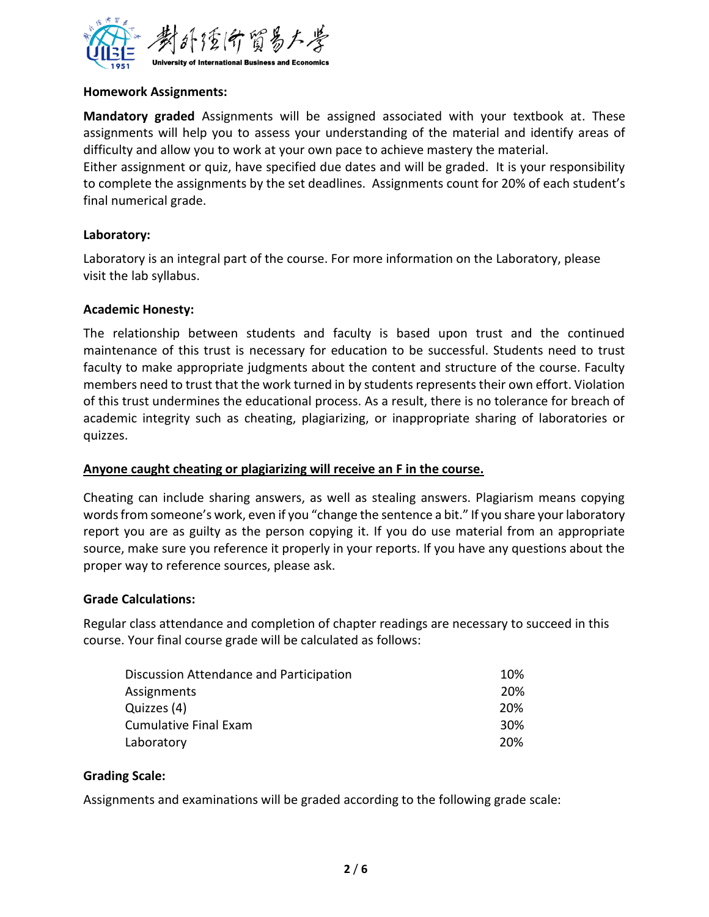**Homework Assignments:**

**Mandatory graded** Assignments will be assigned associated with your textbook at. These assignments will help you to assess your understanding of the material and identify areas of difficulty and allow you to work at your own pace to achieve mastery the material.
Either assignment or quiz, have specified due dates and will be graded. It is your responsibility to complete the assignments by the set deadlines. Assignments count for 20% of each student's final numerical grade.

**Laboratory:**

Laboratory is an integral part of the course. For more information on the Laboratory, please visit the lab syllabus.

**Academic Honesty:**

The relationship between students and faculty is based upon trust and the continued maintenance of this trust is necessary for education to be successful. Students need to trust faculty to make appropriate judgments about the content and structure of the course. Faculty members need to trust that the work turned in by students represents their own effort. Violation of this trust undermines the educational process. As a result, there is no tolerance for breach of academic integrity such as cheating, plagiarizing, or inappropriate sharing of laboratories or quizzes.

**<u>Anyone caught cheating or plagiarizing will receive an F in the course.</u>**

Cheating can include sharing answers, as well as stealing answers. Plagiarism means copying words from someone's work, even if you "change the sentence a bit." If you share your laboratory report you are as guilty as the person copying it. If you do use material from an appropriate source, make sure you reference it properly in your reports. If you have any questions about the proper way to reference sources, please ask.

**Grade Calculations:**

Regular class attendance and completion of chapter readings are necessary to succeed in this course. Your final course grade will be calculated as follows:

| | |
|---|---|
| Discussion Attendance and Participation | 10% |
| Assignments | 20% |
| Quizzes (4) | 20% |
| Cumulative Final Exam | 30% |
| Laboratory | 20% |

**Grading Scale:**

Assignments and examinations will be graded according to the following grade scale: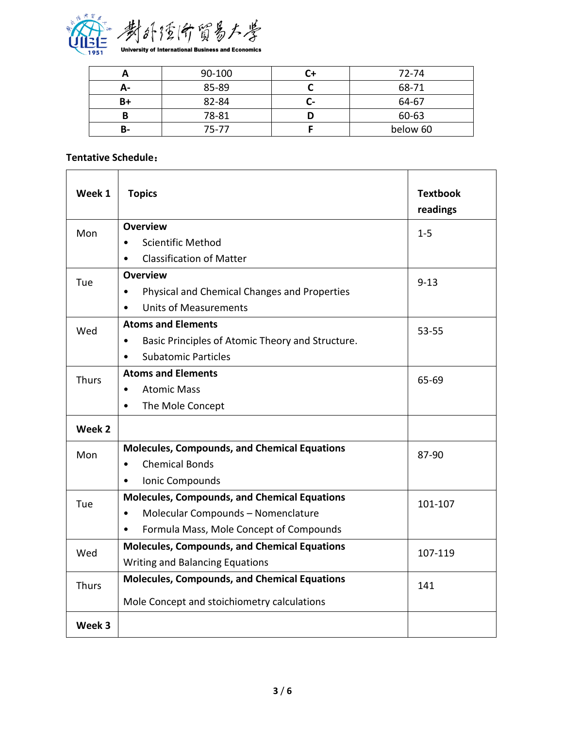| A | 90-100 | C+ | 72-74 |
|---|---|---|---|
| A- | 85-89 | C | 68-71 |
| B+ | 82-84 | C- | 64-67 |
| B | 78-81 | D | 60-63 |
| B- | 75-77 | F | below 60 |

**Tentative Schedule**：

| **Week 1** | **Topics** | **Textbook readings** |
|---|---|---|
| Mon | **Overview**<br>• Scientific Method<br>• Classification of Matter | 1-5 |
| Tue | **Overview**<br>• Physical and Chemical Changes and Properties<br>• Units of Measurements | 9-13 |
| Wed | **Atoms and Elements**<br>• Basic Principles of Atomic Theory and Structure.<br>• Subatomic Particles | 53-55 |
| Thurs | **Atoms and Elements**<br>• Atomic Mass<br>• The Mole Concept | 65-69 |
| **Week 2** | | |
| Mon | **Molecules, Compounds, and Chemical Equations**<br>• Chemical Bonds<br>• Ionic Compounds | 87-90 |
| Tue | **Molecules, Compounds, and Chemical Equations**<br>• Molecular Compounds – Nomenclature<br>• Formula Mass, Mole Concept of Compounds | 101-107 |
| Wed | **Molecules, Compounds, and Chemical Equations**<br>Writing and Balancing Equations | 107-119 |
| Thurs | **Molecules, Compounds, and Chemical Equations**<br>Mole Concept and stoichiometry calculations | 141 |
| **Week 3** | | |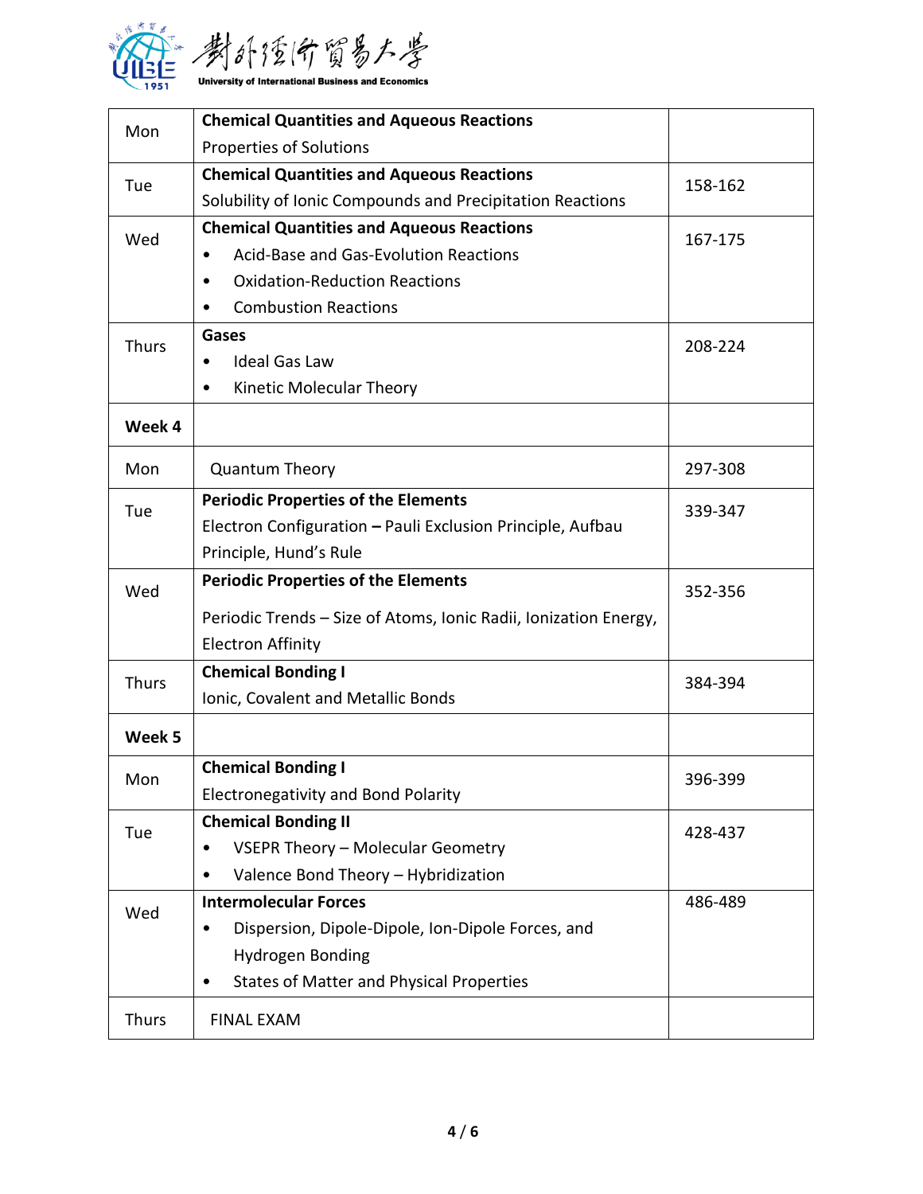| | | |
|---|---|---|
| Mon | **Chemical Quantities and Aqueous Reactions**<br>Properties of Solutions | |
| Tue | **Chemical Quantities and Aqueous Reactions**<br>Solubility of Ionic Compounds and Precipitation Reactions | 158-162 |
| Wed | **Chemical Quantities and Aqueous Reactions**<br>• Acid-Base and Gas-Evolution Reactions<br>• Oxidation-Reduction Reactions<br>• Combustion Reactions | 167-175 |
| Thurs | **Gases**<br>• Ideal Gas Law<br>• Kinetic Molecular Theory | 208-224 |
| **Week 4** | | |
| Mon | Quantum Theory | 297-308 |
| Tue | **Periodic Properties of the Elements**<br>Electron Configuration **–** Pauli Exclusion Principle, Aufbau Principle, Hund's Rule | 339-347 |
| Wed | **Periodic Properties of the Elements**<br>Periodic Trends – Size of Atoms, Ionic Radii, Ionization Energy, Electron Affinity | 352-356 |
| Thurs | **Chemical Bonding I**<br>Ionic, Covalent and Metallic Bonds | 384-394 |
| **Week 5** | | |
| Mon | **Chemical Bonding I**<br>Electronegativity and Bond Polarity | 396-399 |
| Tue | **Chemical Bonding II**<br>• VSEPR Theory – Molecular Geometry<br>• Valence Bond Theory – Hybridization | 428-437 |
| Wed | **Intermolecular Forces**<br>• Dispersion, Dipole-Dipole, Ion-Dipole Forces, and Hydrogen Bonding<br>• States of Matter and Physical Properties | 486-489 |
| Thurs | FINAL EXAM | |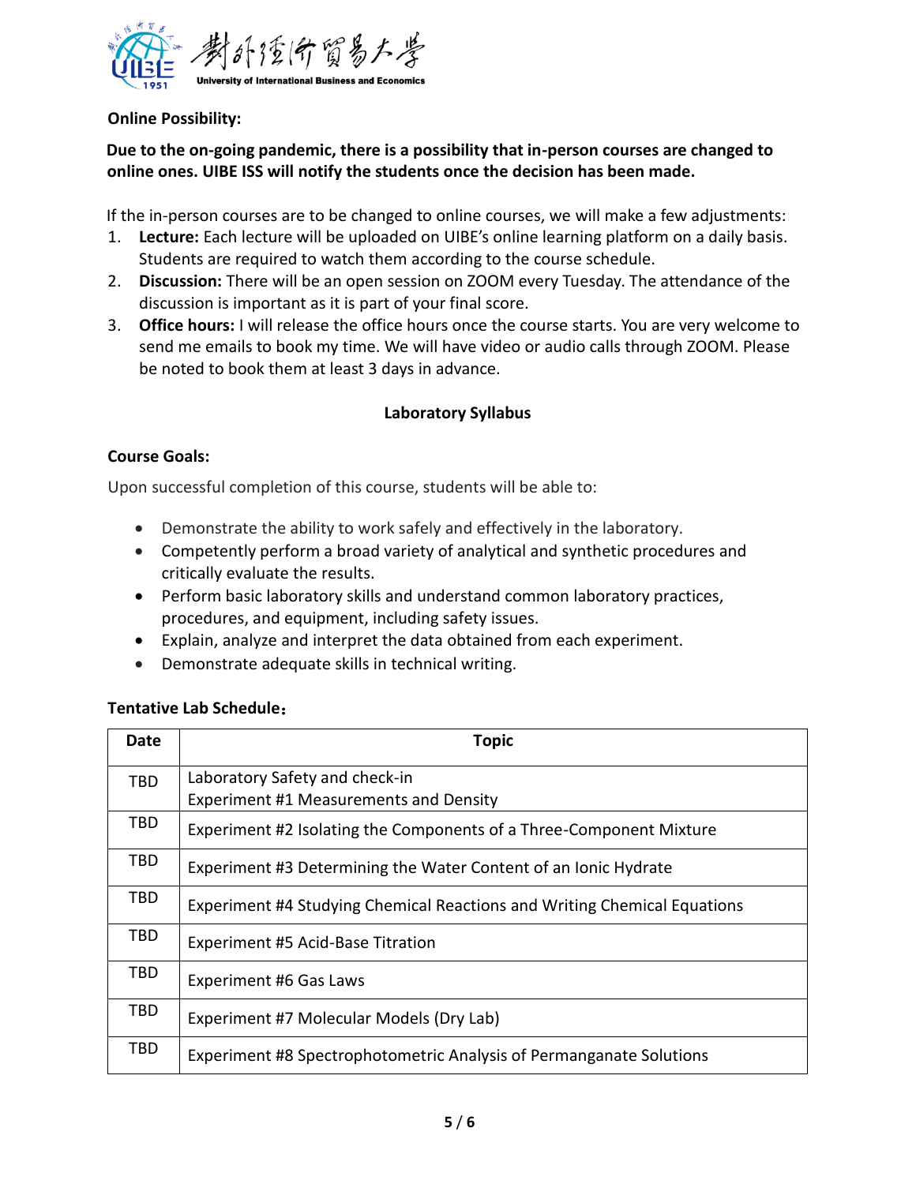**Online Possibility:**

**Due to the on-going pandemic, there is a possibility that in-person courses are changed to online ones. UIBE ISS will notify the students once the decision has been made.**

If the in-person courses are to be changed to online courses, we will make a few adjustments:

1. **Lecture:** Each lecture will be uploaded on UIBE's online learning platform on a daily basis. Students are required to watch them according to the course schedule.
2. **Discussion:** There will be an open session on ZOOM every Tuesday. The attendance of the discussion is important as it is part of your final score.
3. **Office hours:** I will release the office hours once the course starts. You are very welcome to send me emails to book my time. We will have video or audio calls through ZOOM. Please be noted to book them at least 3 days in advance.

## Laboratory Syllabus

**Course Goals:**

Upon successful completion of this course, students will be able to:

- Demonstrate the ability to work safely and effectively in the laboratory.
- Competently perform a broad variety of analytical and synthetic procedures and critically evaluate the results.
- Perform basic laboratory skills and understand common laboratory practices, procedures, and equipment, including safety issues.
- Explain, analyze and interpret the data obtained from each experiment.
- Demonstrate adequate skills in technical writing.

**Tentative Lab Schedule：**

| Date | Topic |
| --- | --- |
| TBD | Laboratory Safety and check-in<br>Experiment #1 Measurements and Density |
| TBD | Experiment #2 Isolating the Components of a Three-Component Mixture |
| TBD | Experiment #3 Determining the Water Content of an Ionic Hydrate |
| TBD | Experiment #4 Studying Chemical Reactions and Writing Chemical Equations |
| TBD | Experiment #5 Acid-Base Titration |
| TBD | Experiment #6 Gas Laws |
| TBD | Experiment #7 Molecular Models (Dry Lab) |
| TBD | Experiment #8 Spectrophotometric Analysis of Permanganate Solutions |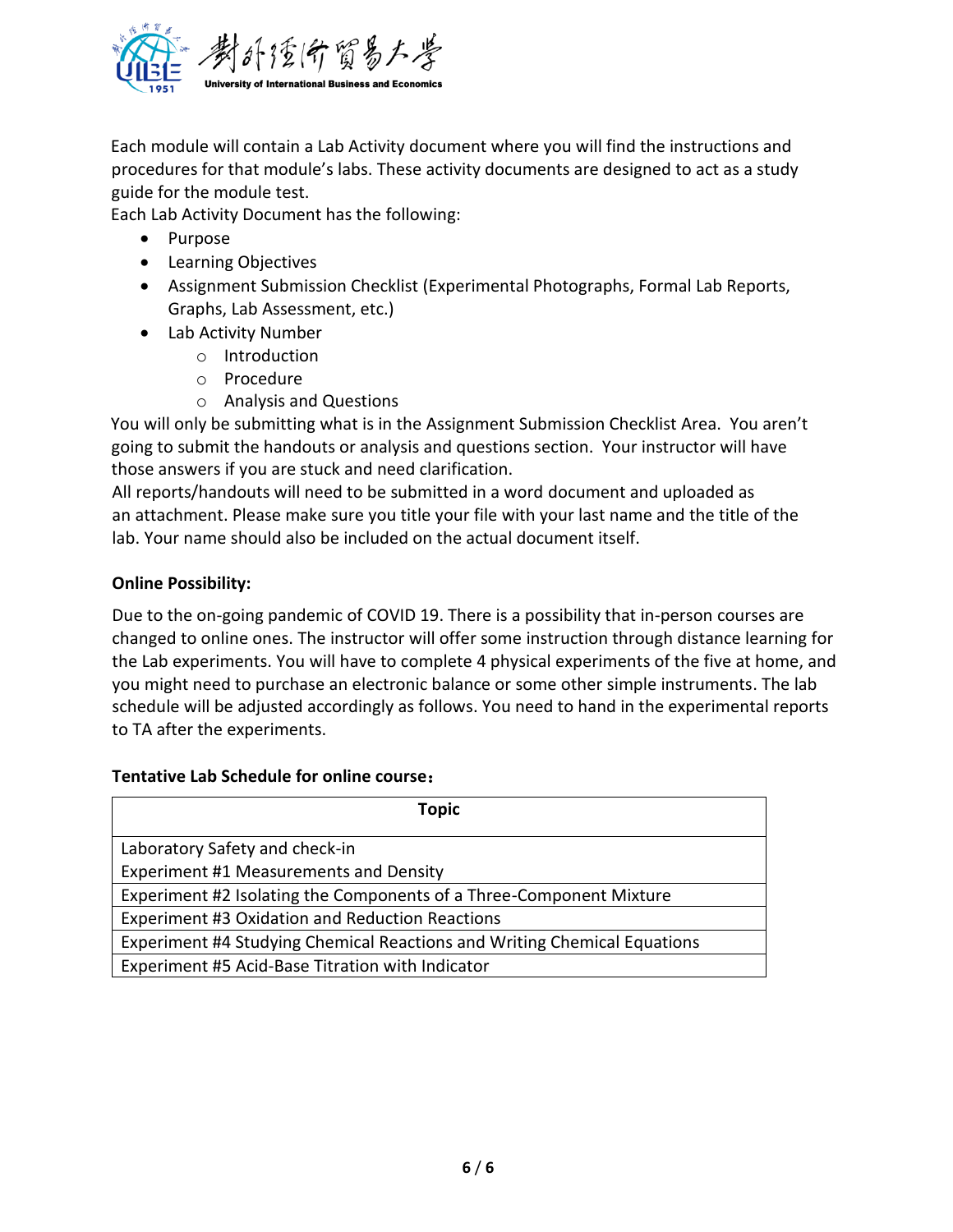Each module will contain a Lab Activity document where you will find the instructions and procedures for that module's labs. These activity documents are designed to act as a study guide for the module test.

Each Lab Activity Document has the following:

- Purpose
- Learning Objectives
- Assignment Submission Checklist (Experimental Photographs, Formal Lab Reports, Graphs, Lab Assessment, etc.)
- Lab Activity Number
    - Introduction
    - Procedure
    - Analysis and Questions

You will only be submitting what is in the Assignment Submission Checklist Area. You aren't going to submit the handouts or analysis and questions section. Your instructor will have those answers if you are stuck and need clarification.

All reports/handouts will need to be submitted in a word document and uploaded as an attachment. Please make sure you title your file with your last name and the title of the lab. Your name should also be included on the actual document itself.

**Online Possibility:**

Due to the on-going pandemic of COVID 19. There is a possibility that in-person courses are changed to online ones. The instructor will offer some instruction through distance learning for the Lab experiments. You will have to complete 4 physical experiments of the five at home, and you might need to purchase an electronic balance or some other simple instruments. The lab schedule will be adjusted accordingly as follows. You need to hand in the experimental reports to TA after the experiments.

**Tentative Lab Schedule for online course：**

| Topic |
| --- |
| Laboratory Safety and check-in<br>Experiment #1 Measurements and Density |
| Experiment #2 Isolating the Components of a Three-Component Mixture |
| Experiment #3 Oxidation and Reduction Reactions |
| Experiment #4 Studying Chemical Reactions and Writing Chemical Equations |
| Experiment #5 Acid-Base Titration with Indicator |